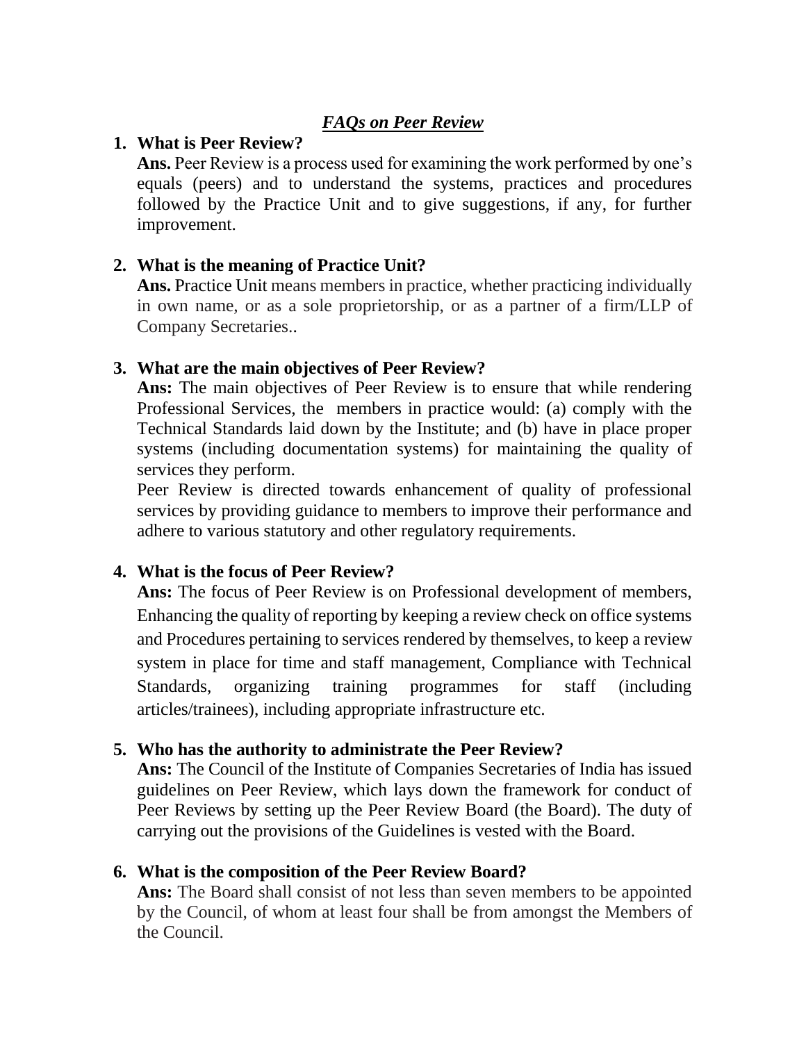# *FAQs on Peer Review*

1. **What is Peer Review?**
   **Ans.** Peer Review is a process used for examining the work performed by one's equals (peers) and to understand the systems, practices and procedures followed by the Practice Unit and to give suggestions, if any, for further improvement.

2. **What is the meaning of Practice Unit?**
   **Ans.** Practice Unit means members in practice, whether practicing individually in own name, or as a sole proprietorship, or as a partner of a firm/LLP of Company Secretaries..

3. **What are the main objectives of Peer Review?**
   **Ans:** The main objectives of Peer Review is to ensure that while rendering Professional Services, the members in practice would: (a) comply with the Technical Standards laid down by the Institute; and (b) have in place proper systems (including documentation systems) for maintaining the quality of services they perform.
   Peer Review is directed towards enhancement of quality of professional services by providing guidance to members to improve their performance and adhere to various statutory and other regulatory requirements.

4. **What is the focus of Peer Review?**
   **Ans:** The focus of Peer Review is on Professional development of members, Enhancing the quality of reporting by keeping a review check on office systems and Procedures pertaining to services rendered by themselves, to keep a review system in place for time and staff management, Compliance with Technical Standards, organizing training programmes for staff (including articles/trainees), including appropriate infrastructure etc.

5. **Who has the authority to administrate the Peer Review?**
   **Ans:** The Council of the Institute of Companies Secretaries of India has issued guidelines on Peer Review, which lays down the framework for conduct of Peer Reviews by setting up the Peer Review Board (the Board). The duty of carrying out the provisions of the Guidelines is vested with the Board.

6. **What is the composition of the Peer Review Board?**
   **Ans:** The Board shall consist of not less than seven members to be appointed by the Council, of whom at least four shall be from amongst the Members of the Council.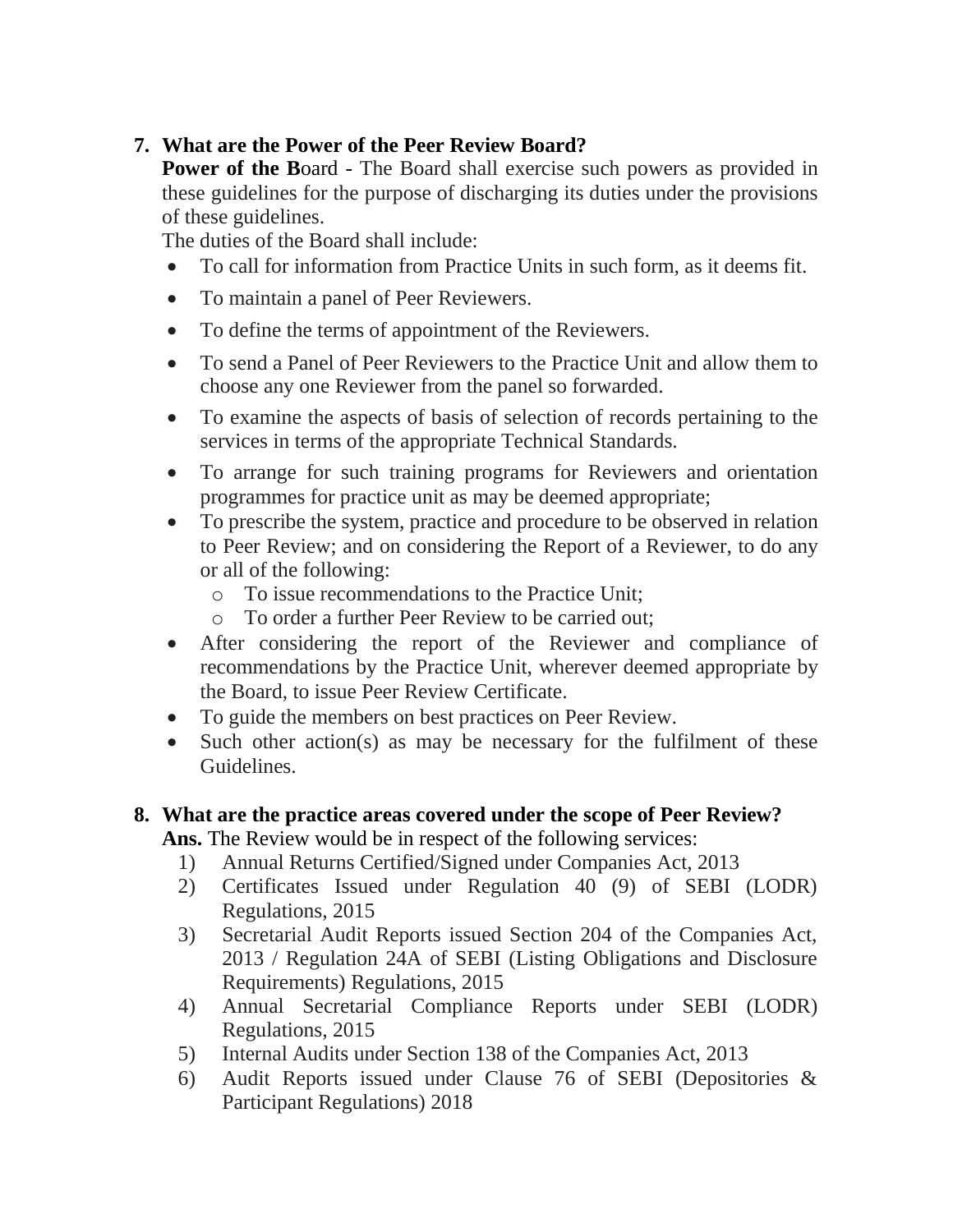7. **What are the Power of the Peer Review Board?**

   **Power of the B**oard - The Board shall exercise such powers as provided in these guidelines for the purpose of discharging its duties under the provisions of these guidelines.

   The duties of the Board shall include:

   - To call for information from Practice Units in such form, as it deems fit.
   - To maintain a panel of Peer Reviewers.
   - To define the terms of appointment of the Reviewers.
   - To send a Panel of Peer Reviewers to the Practice Unit and allow them to choose any one Reviewer from the panel so forwarded.
   - To examine the aspects of basis of selection of records pertaining to the services in terms of the appropriate Technical Standards.
   - To arrange for such training programs for Reviewers and orientation programmes for practice unit as may be deemed appropriate;
   - To prescribe the system, practice and procedure to be observed in relation to Peer Review; and on considering the Report of a Reviewer, to do any or all of the following:
     - To issue recommendations to the Practice Unit;
     - To order a further Peer Review to be carried out;
   - After considering the report of the Reviewer and compliance of recommendations by the Practice Unit, wherever deemed appropriate by the Board, to issue Peer Review Certificate.
   - To guide the members on best practices on Peer Review.
   - Such other action(s) as may be necessary for the fulfilment of these Guidelines.

8. **What are the practice areas covered under the scope of Peer Review?**

   **Ans.** The Review would be in respect of the following services:

   1) Annual Returns Certified/Signed under Companies Act, 2013
   2) Certificates Issued under Regulation 40 (9) of SEBI (LODR) Regulations, 2015
   3) Secretarial Audit Reports issued Section 204 of the Companies Act, 2013 / Regulation 24A of SEBI (Listing Obligations and Disclosure Requirements) Regulations, 2015
   4) Annual Secretarial Compliance Reports under SEBI (LODR) Regulations, 2015
   5) Internal Audits under Section 138 of the Companies Act, 2013
   6) Audit Reports issued under Clause 76 of SEBI (Depositories & Participant Regulations) 2018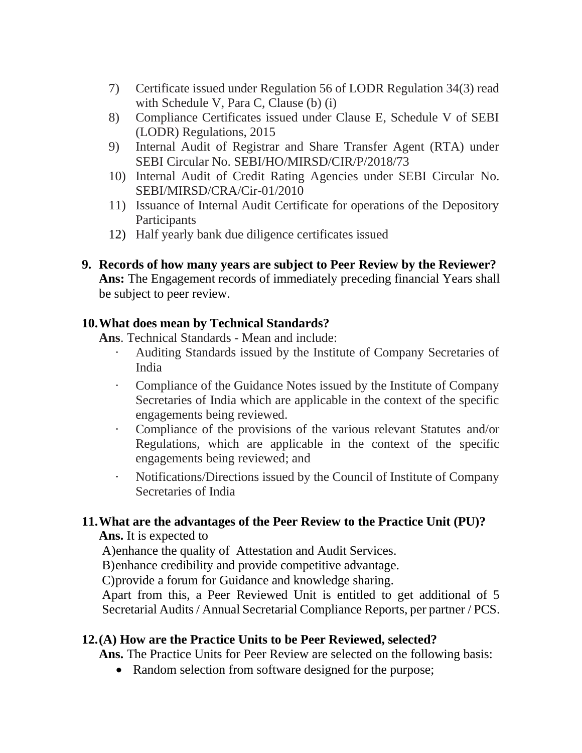7) Certificate issued under Regulation 56 of LODR Regulation 34(3) read with Schedule V, Para C, Clause (b) (i)
8) Compliance Certificates issued under Clause E, Schedule V of SEBI (LODR) Regulations, 2015
9) Internal Audit of Registrar and Share Transfer Agent (RTA) under SEBI Circular No. SEBI/HO/MIRSD/CIR/P/2018/73
10) Internal Audit of Credit Rating Agencies under SEBI Circular No. SEBI/MIRSD/CRA/Cir-01/2010
11) Issuance of Internal Audit Certificate for operations of the Depository Participants
12) Half yearly bank due diligence certificates issued

**9. Records of how many years are subject to Peer Review by the Reviewer?**

**Ans:** The Engagement records of immediately preceding financial Years shall be subject to peer review.

**10. What does mean by Technical Standards?**

**Ans**. Technical Standards - Mean and include:

- Auditing Standards issued by the Institute of Company Secretaries of India
- Compliance of the Guidance Notes issued by the Institute of Company Secretaries of India which are applicable in the context of the specific engagements being reviewed.
- Compliance of the provisions of the various relevant Statutes and/or Regulations, which are applicable in the context of the specific engagements being reviewed; and
- Notifications/Directions issued by the Council of Institute of Company Secretaries of India

**11. What are the advantages of the Peer Review to the Practice Unit (PU)?**

**Ans.** It is expected to

A) enhance the quality of Attestation and Audit Services.
B) enhance credibility and provide competitive advantage.
C) provide a forum for Guidance and knowledge sharing.

Apart from this, a Peer Reviewed Unit is entitled to get additional of 5 Secretarial Audits / Annual Secretarial Compliance Reports, per partner / PCS.

**12. (A) How are the Practice Units to be Peer Reviewed, selected?**

**Ans.** The Practice Units for Peer Review are selected on the following basis:

- Random selection from software designed for the purpose;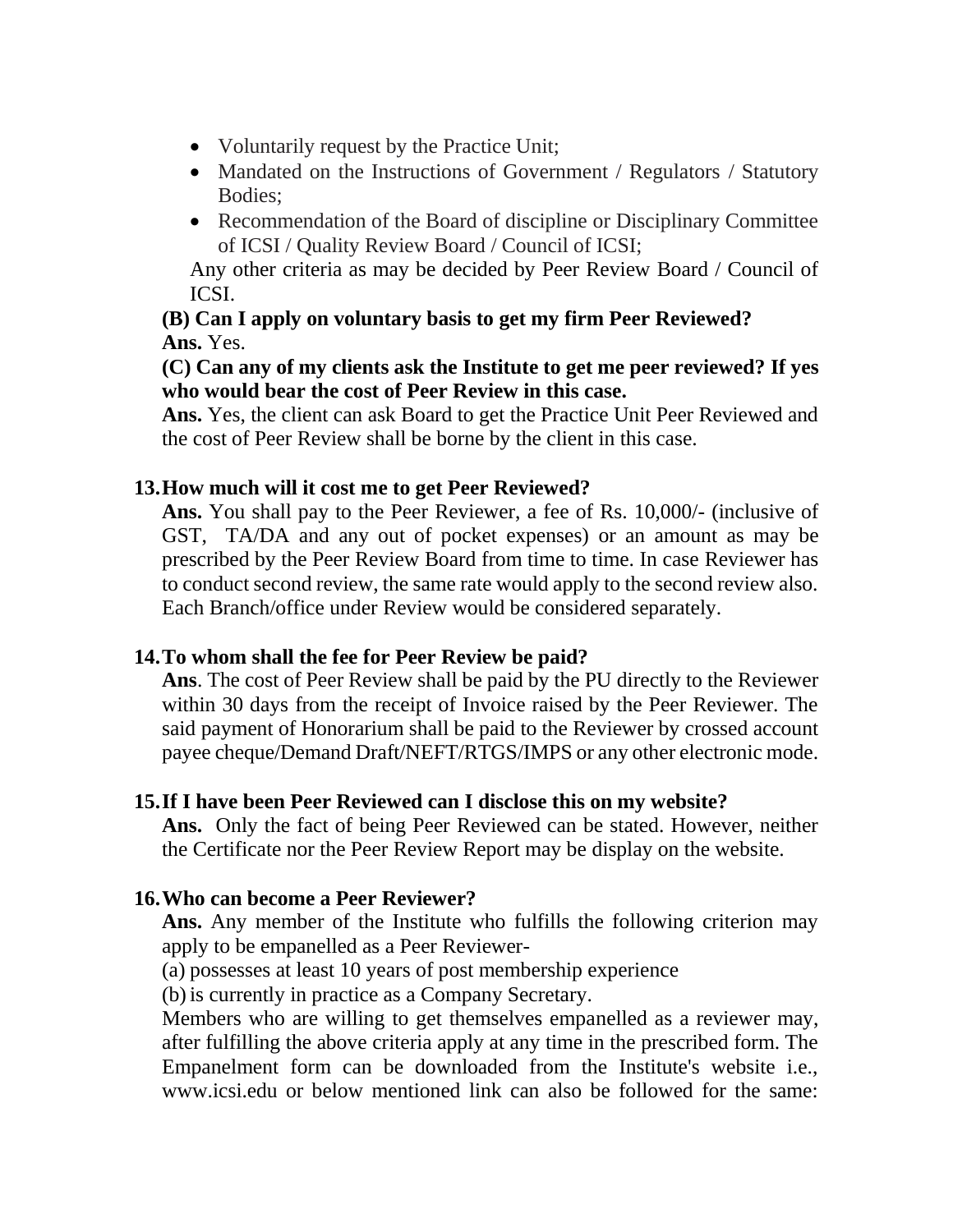- Voluntarily request by the Practice Unit;
- Mandated on the Instructions of Government / Regulators / Statutory Bodies;
- Recommendation of the Board of discipline or Disciplinary Committee of ICSI / Quality Review Board / Council of ICSI;

Any other criteria as may be decided by Peer Review Board / Council of ICSI.

**(B) Can I apply on voluntary basis to get my firm Peer Reviewed?**
**Ans.** Yes.

**(C) Can any of my clients ask the Institute to get me peer reviewed? If yes who would bear the cost of Peer Review in this case.**
**Ans.** Yes, the client can ask Board to get the Practice Unit Peer Reviewed and the cost of Peer Review shall be borne by the client in this case.

**13. How much will it cost me to get Peer Reviewed?**

**Ans.** You shall pay to the Peer Reviewer, a fee of Rs. 10,000/- (inclusive of GST, TA/DA and any out of pocket expenses) or an amount as may be prescribed by the Peer Review Board from time to time. In case Reviewer has to conduct second review, the same rate would apply to the second review also. Each Branch/office under Review would be considered separately.

**14. To whom shall the fee for Peer Review be paid?**

**Ans**. The cost of Peer Review shall be paid by the PU directly to the Reviewer within 30 days from the receipt of Invoice raised by the Peer Reviewer. The said payment of Honorarium shall be paid to the Reviewer by crossed account payee cheque/Demand Draft/NEFT/RTGS/IMPS or any other electronic mode.

**15. If I have been Peer Reviewed can I disclose this on my website?**

**Ans.** Only the fact of being Peer Reviewed can be stated. However, neither the Certificate nor the Peer Review Report may be display on the website.

**16. Who can become a Peer Reviewer?**

**Ans.** Any member of the Institute who fulfills the following criterion may apply to be empanelled as a Peer Reviewer-

(a) possesses at least 10 years of post membership experience

(b) is currently in practice as a Company Secretary.

Members who are willing to get themselves empanelled as a reviewer may, after fulfilling the above criteria apply at any time in the prescribed form. The Empanelment form can be downloaded from the Institute's website i.e., www.icsi.edu or below mentioned link can also be followed for the same: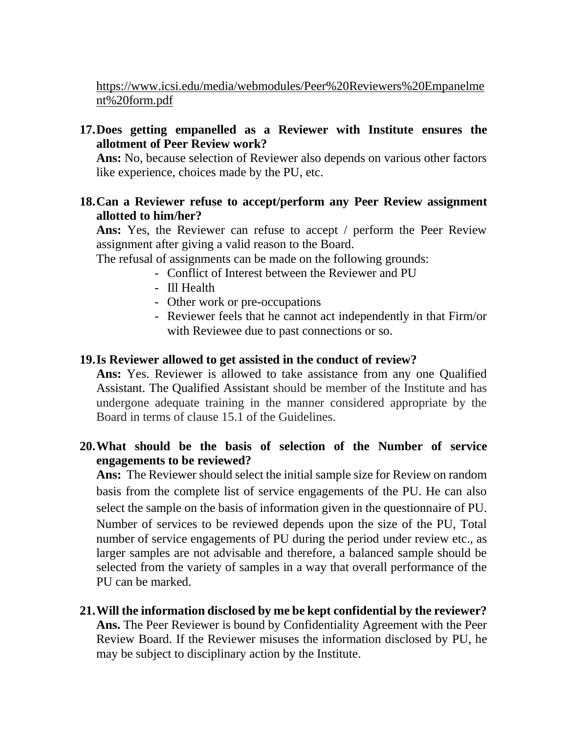https://www.icsi.edu/media/webmodules/Peer%20Reviewers%20Empanelment%20form.pdf

**17. Does getting empanelled as a Reviewer with Institute ensures the allotment of Peer Review work?**

**Ans:** No, because selection of Reviewer also depends on various other factors like experience, choices made by the PU, etc.

**18. Can a Reviewer refuse to accept/perform any Peer Review assignment allotted to him/her?**

**Ans:** Yes, the Reviewer can refuse to accept / perform the Peer Review assignment after giving a valid reason to the Board.

The refusal of assignments can be made on the following grounds:

- Conflict of Interest between the Reviewer and PU
- Ill Health
- Other work or pre-occupations
- Reviewer feels that he cannot act independently in that Firm/or with Reviewee due to past connections or so.

**19. Is Reviewer allowed to get assisted in the conduct of review?**

**Ans:** Yes. Reviewer is allowed to take assistance from any one Qualified Assistant. The Qualified Assistant should be member of the Institute and has undergone adequate training in the manner considered appropriate by the Board in terms of clause 15.1 of the Guidelines.

**20. What should be the basis of selection of the Number of service engagements to be reviewed?**

**Ans:** The Reviewer should select the initial sample size for Review on random basis from the complete list of service engagements of the PU. He can also select the sample on the basis of information given in the questionnaire of PU. Number of services to be reviewed depends upon the size of the PU, Total number of service engagements of PU during the period under review etc., as larger samples are not advisable and therefore, a balanced sample should be selected from the variety of samples in a way that overall performance of the PU can be marked.

**21. Will the information disclosed by me be kept confidential by the reviewer?**

**Ans.** The Peer Reviewer is bound by Confidentiality Agreement with the Peer Review Board. If the Reviewer misuses the information disclosed by PU, he may be subject to disciplinary action by the Institute.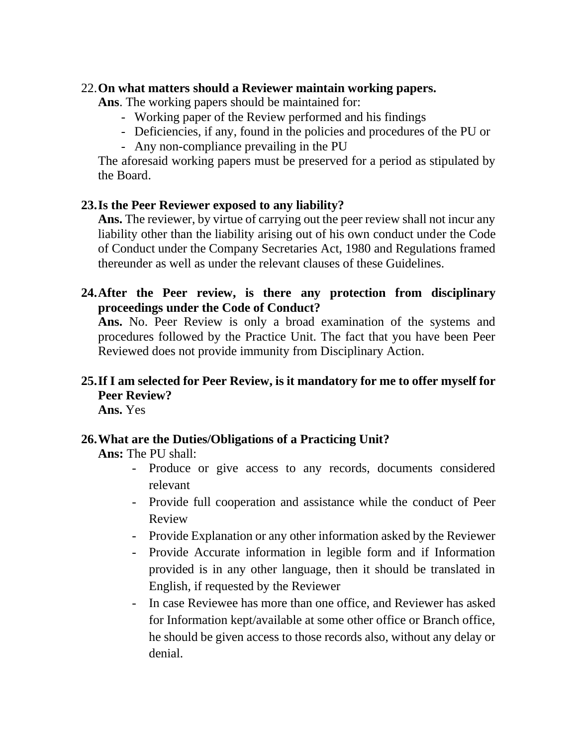22. **On what matters should a Reviewer maintain working papers.**

**Ans**. The working papers should be maintained for:

- Working paper of the Review performed and his findings
- Deficiencies, if any, found in the policies and procedures of the PU or
- Any non-compliance prevailing in the PU

The aforesaid working papers must be preserved for a period as stipulated by the Board.

23. **Is the Peer Reviewer exposed to any liability?**

**Ans.** The reviewer, by virtue of carrying out the peer review shall not incur any liability other than the liability arising out of his own conduct under the Code of Conduct under the Company Secretaries Act, 1980 and Regulations framed thereunder as well as under the relevant clauses of these Guidelines.

24. **After the Peer review, is there any protection from disciplinary proceedings under the Code of Conduct?**

**Ans.** No. Peer Review is only a broad examination of the systems and procedures followed by the Practice Unit. The fact that you have been Peer Reviewed does not provide immunity from Disciplinary Action.

25. **If I am selected for Peer Review, is it mandatory for me to offer myself for Peer Review?**

**Ans.** Yes

26. **What are the Duties/Obligations of a Practicing Unit?**

**Ans:** The PU shall:

- Produce or give access to any records, documents considered relevant
- Provide full cooperation and assistance while the conduct of Peer Review
- Provide Explanation or any other information asked by the Reviewer
- Provide Accurate information in legible form and if Information provided is in any other language, then it should be translated in English, if requested by the Reviewer
- In case Reviewee has more than one office, and Reviewer has asked for Information kept/available at some other office or Branch office, he should be given access to those records also, without any delay or denial.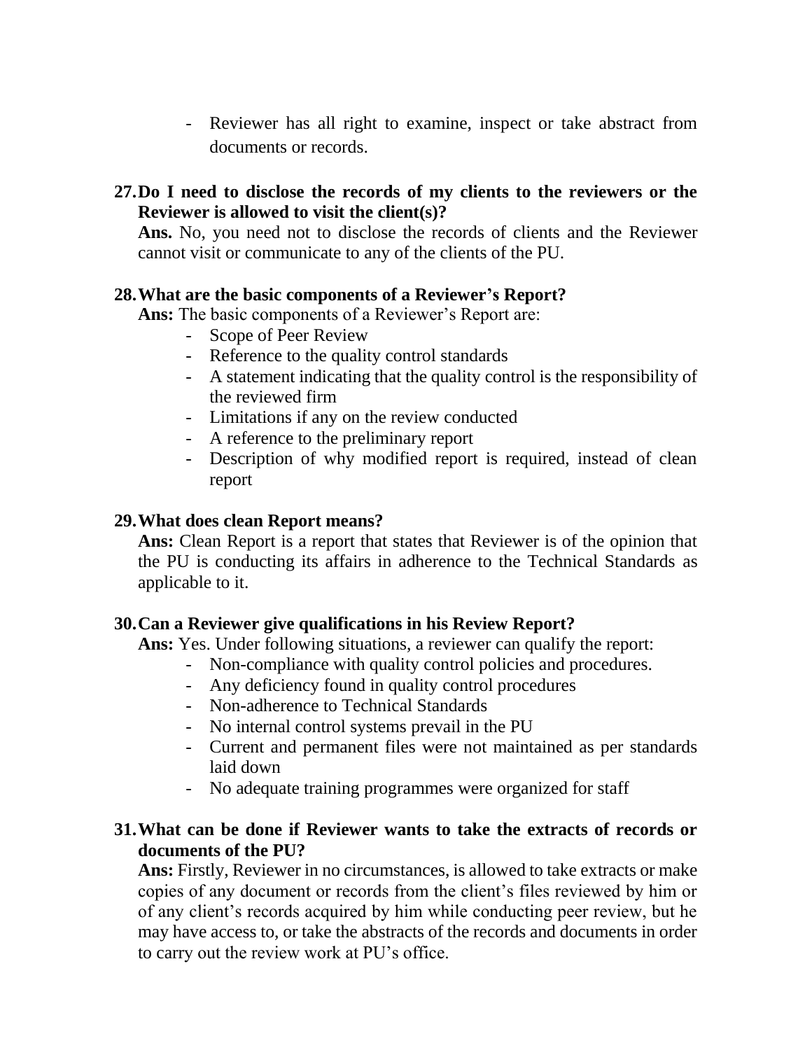- Reviewer has all right to examine, inspect or take abstract from documents or records.

**27. Do I need to disclose the records of my clients to the reviewers or the Reviewer is allowed to visit the client(s)?**

**Ans.** No, you need not to disclose the records of clients and the Reviewer cannot visit or communicate to any of the clients of the PU.

**28. What are the basic components of a Reviewer's Report?**

**Ans:** The basic components of a Reviewer's Report are:

- Scope of Peer Review
- Reference to the quality control standards
- A statement indicating that the quality control is the responsibility of the reviewed firm
- Limitations if any on the review conducted
- A reference to the preliminary report
- Description of why modified report is required, instead of clean report

**29. What does clean Report means?**

**Ans:** Clean Report is a report that states that Reviewer is of the opinion that the PU is conducting its affairs in adherence to the Technical Standards as applicable to it.

**30. Can a Reviewer give qualifications in his Review Report?**

**Ans:** Yes. Under following situations, a reviewer can qualify the report:

- Non-compliance with quality control policies and procedures.
- Any deficiency found in quality control procedures
- Non-adherence to Technical Standards
- No internal control systems prevail in the PU
- Current and permanent files were not maintained as per standards laid down
- No adequate training programmes were organized for staff

**31. What can be done if Reviewer wants to take the extracts of records or documents of the PU?**

**Ans:** Firstly, Reviewer in no circumstances, is allowed to take extracts or make copies of any document or records from the client's files reviewed by him or of any client's records acquired by him while conducting peer review, but he may have access to, or take the abstracts of the records and documents in order to carry out the review work at PU's office.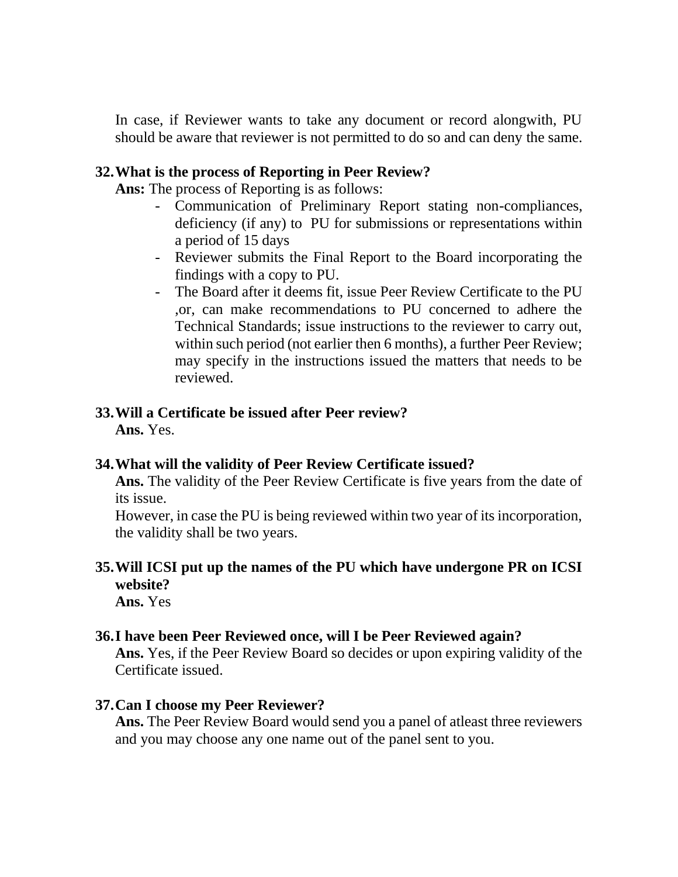In case, if Reviewer wants to take any document or record alongwith, PU should be aware that reviewer is not permitted to do so and can deny the same.

**32. What is the process of Reporting in Peer Review?**

**Ans:** The process of Reporting is as follows:

- Communication of Preliminary Report stating non-compliances, deficiency (if any) to PU for submissions or representations within a period of 15 days
- Reviewer submits the Final Report to the Board incorporating the findings with a copy to PU.
- The Board after it deems fit, issue Peer Review Certificate to the PU ,or, can make recommendations to PU concerned to adhere the Technical Standards; issue instructions to the reviewer to carry out, within such period (not earlier then 6 months), a further Peer Review; may specify in the instructions issued the matters that needs to be reviewed.

**33. Will a Certificate be issued after Peer review?**

**Ans.** Yes.

**34. What will the validity of Peer Review Certificate issued?**

**Ans.** The validity of the Peer Review Certificate is five years from the date of its issue.

However, in case the PU is being reviewed within two year of its incorporation, the validity shall be two years.

**35. Will ICSI put up the names of the PU which have undergone PR on ICSI website?**

**Ans.** Yes

**36. I have been Peer Reviewed once, will I be Peer Reviewed again?**

**Ans.** Yes, if the Peer Review Board so decides or upon expiring validity of the Certificate issued.

**37. Can I choose my Peer Reviewer?**

**Ans.** The Peer Review Board would send you a panel of atleast three reviewers and you may choose any one name out of the panel sent to you.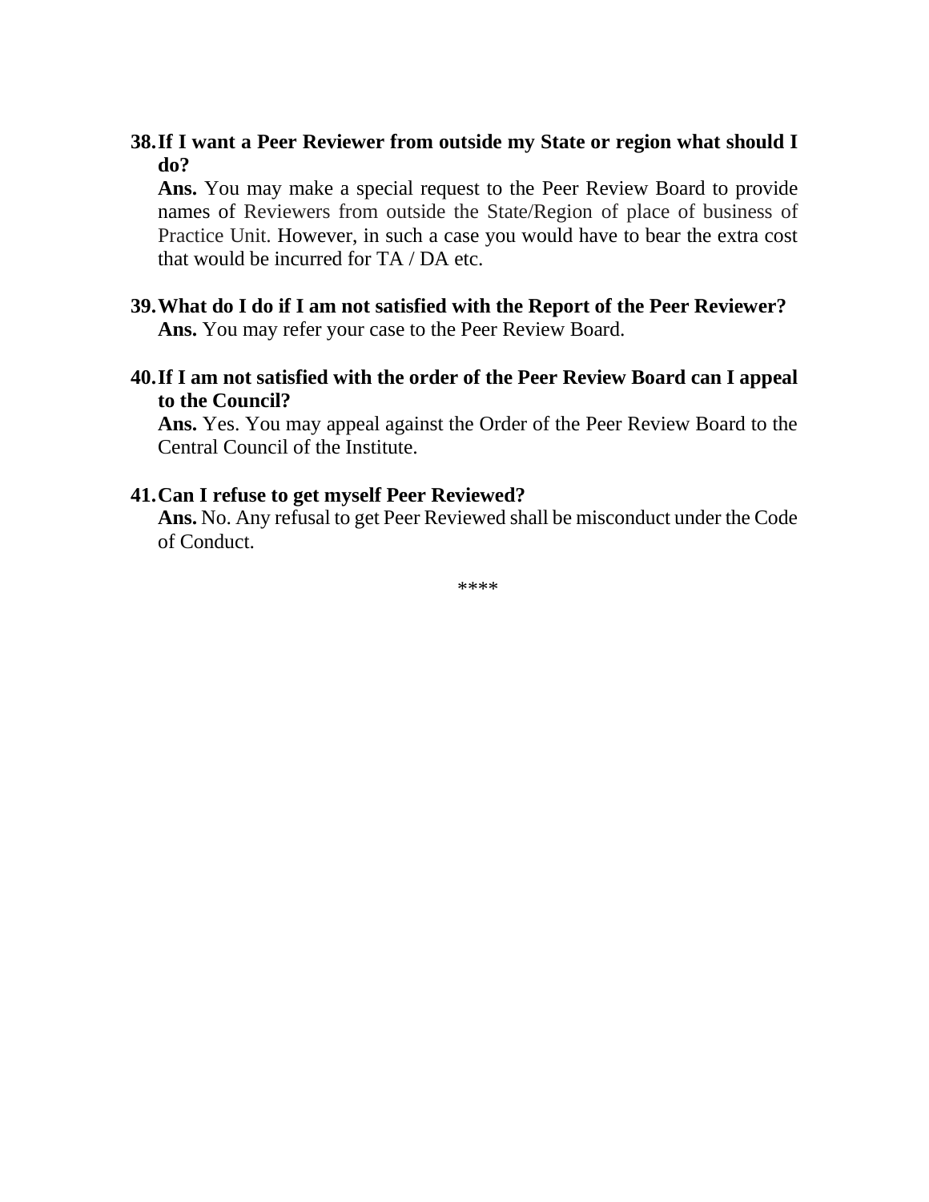**38. If I want a Peer Reviewer from outside my State or region what should I do?**

**Ans.** You may make a special request to the Peer Review Board to provide names of Reviewers from outside the State/Region of place of business of Practice Unit. However, in such a case you would have to bear the extra cost that would be incurred for TA / DA etc.

**39. What do I do if I am not satisfied with the Report of the Peer Reviewer?**

**Ans.** You may refer your case to the Peer Review Board.

**40. If I am not satisfied with the order of the Peer Review Board can I appeal to the Council?**

**Ans.** Yes. You may appeal against the Order of the Peer Review Board to the Central Council of the Institute.

**41. Can I refuse to get myself Peer Reviewed?**

**Ans.** No. Any refusal to get Peer Reviewed shall be misconduct under the Code of Conduct.

****